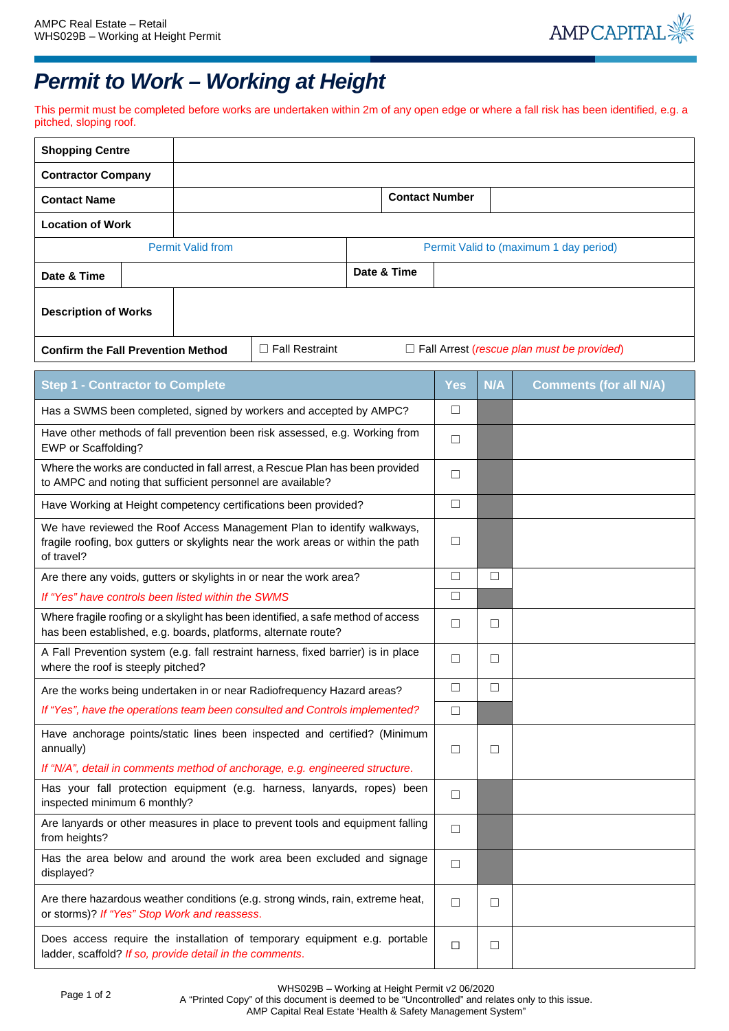# Permit to Work – Working at Height

This permit must be completed before works are undertaken within 2m of any open edge or where a fall risk has been identified, e.g. a pitched, sloping roof.

| | | | |
|---|---|---|---|
| **Shopping Centre** | | | |
| **Contractor Company** | | | |
| **Contact Name** | | **Contact Number** | |
| **Location of Work** | | | |
| Permit Valid from | | Permit Valid to (maximum 1 day period) | |
| **Date & Time** | | **Date & Time** | |
| **Description of Works** | | | |
| **Confirm the Fall Prevention Method** | ☐ Fall Restraint | ☐ Fall Arrest (*rescue plan must be provided*) | |

| Step 1 - Contractor to Complete | Yes | N/A | Comments (for all N/A) |
|---|---|---|---|
| Has a SWMS been completed, signed by workers and accepted by AMPC? | ☐ | | |
| Have other methods of fall prevention been risk assessed, e.g. Working from EWP or Scaffolding? | ☐ | | |
| Where the works are conducted in fall arrest, a Rescue Plan has been provided to AMPC and noting that sufficient personnel are available? | ☐ | | |
| Have Working at Height competency certifications been provided? | ☐ | | |
| We have reviewed the Roof Access Management Plan to identify walkways, fragile roofing, box gutters or skylights near the work areas or within the path of travel? | ☐ | | |
| Are there any voids, gutters or skylights in or near the work area? | ☐ | ☐ | |
| *If "Yes" have controls been listed within the SWMS* | ☐ | | |
| Where fragile roofing or a skylight has been identified, a safe method of access has been established, e.g. boards, platforms, alternate route? | ☐ | ☐ | |
| A Fall Prevention system (e.g. fall restraint harness, fixed barrier) is in place where the roof is steeply pitched? | ☐ | ☐ | |
| Are the works being undertaken in or near Radiofrequency Hazard areas? | ☐ | ☐ | |
| *If "Yes", have the operations team been consulted and Controls implemented?* | ☐ | | |
| Have anchorage points/static lines been inspected and certified? (Minimum annually) *If "N/A", detail in comments method of anchorage, e.g. engineered structure.* | ☐ | ☐ | |
| Has your fall protection equipment (e.g. harness, lanyards, ropes) been inspected minimum 6 monthly? | ☐ | | |
| Are lanyards or other measures in place to prevent tools and equipment falling from heights? | ☐ | | |
| Has the area below and around the work area been excluded and signage displayed? | ☐ | | |
| Are there hazardous weather conditions (e.g. strong winds, rain, extreme heat, or storms)? *If "Yes" Stop Work and reassess.* | ☐ | ☐ | |
| Does access require the installation of temporary equipment e.g. portable ladder, scaffold? *If so, provide detail in the comments.* | ☐ | ☐ | |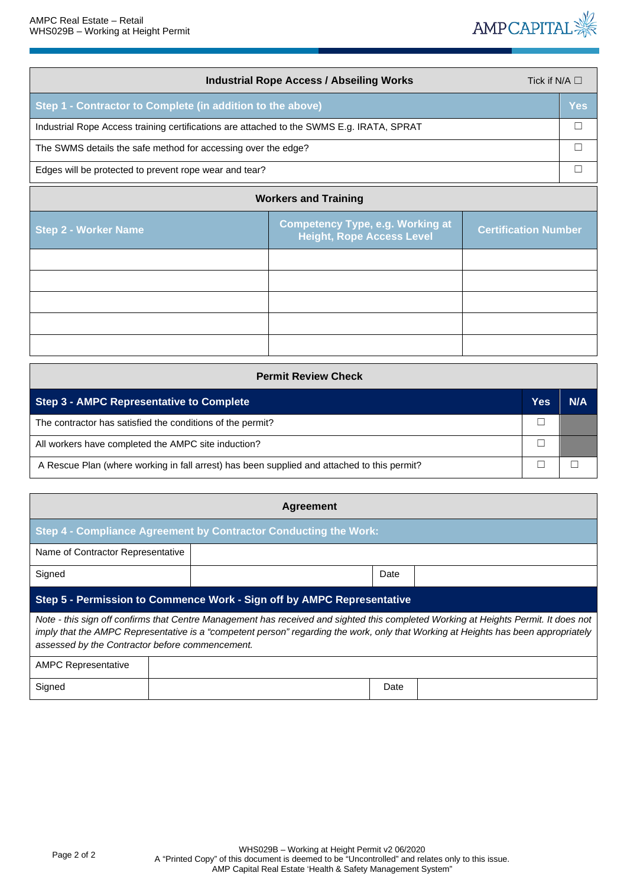| Industrial Rope Access / Abseiling Works | Tick if N/A ☐ |
|---|---|
| **Step 1 - Contractor to Complete (in addition to the above)** | **Yes** |
| Industrial Rope Access training certifications are attached to the SWMS E.g. IRATA, SPRAT | ☐ |
| The SWMS details the safe method for accessing over the edge? | ☐ |
| Edges will be protected to prevent rope wear and tear? | ☐ |

**Workers and Training**

| Step 2 - Worker Name | Competency Type, e.g. Working at Height, Rope Access Level | Certification Number |
|---|---|---|
| | | |
| | | |
| | | |
| | | |
| | | |

**Permit Review Check**

| Step 3 - AMPC Representative to Complete | Yes | N/A |
|---|---|---|
| The contractor has satisfied the conditions of the permit? | ☐ | |
| All workers have completed the AMPC site induction? | ☐ | |
| A Rescue Plan (where working in fall arrest) has been supplied and attached to this permit? | ☐ | ☐ |

**Agreement**

**Step 4 - Compliance Agreement by Contractor Conducting the Work:**

| | | | |
|---|---|---|---|
| Name of Contractor Representative | | | |
| Signed | | Date | |

**Step 5 - Permission to Commence Work - Sign off by AMPC Representative**

*Note - this sign off confirms that Centre Management has received and sighted this completed Working at Heights Permit. It does not imply that the AMPC Representative is a "competent person" regarding the work, only that Working at Heights has been appropriately assessed by the Contractor before commencement.*

| | | | |
|---|---|---|---|
| AMPC Representative | | | |
| Signed | | Date | |